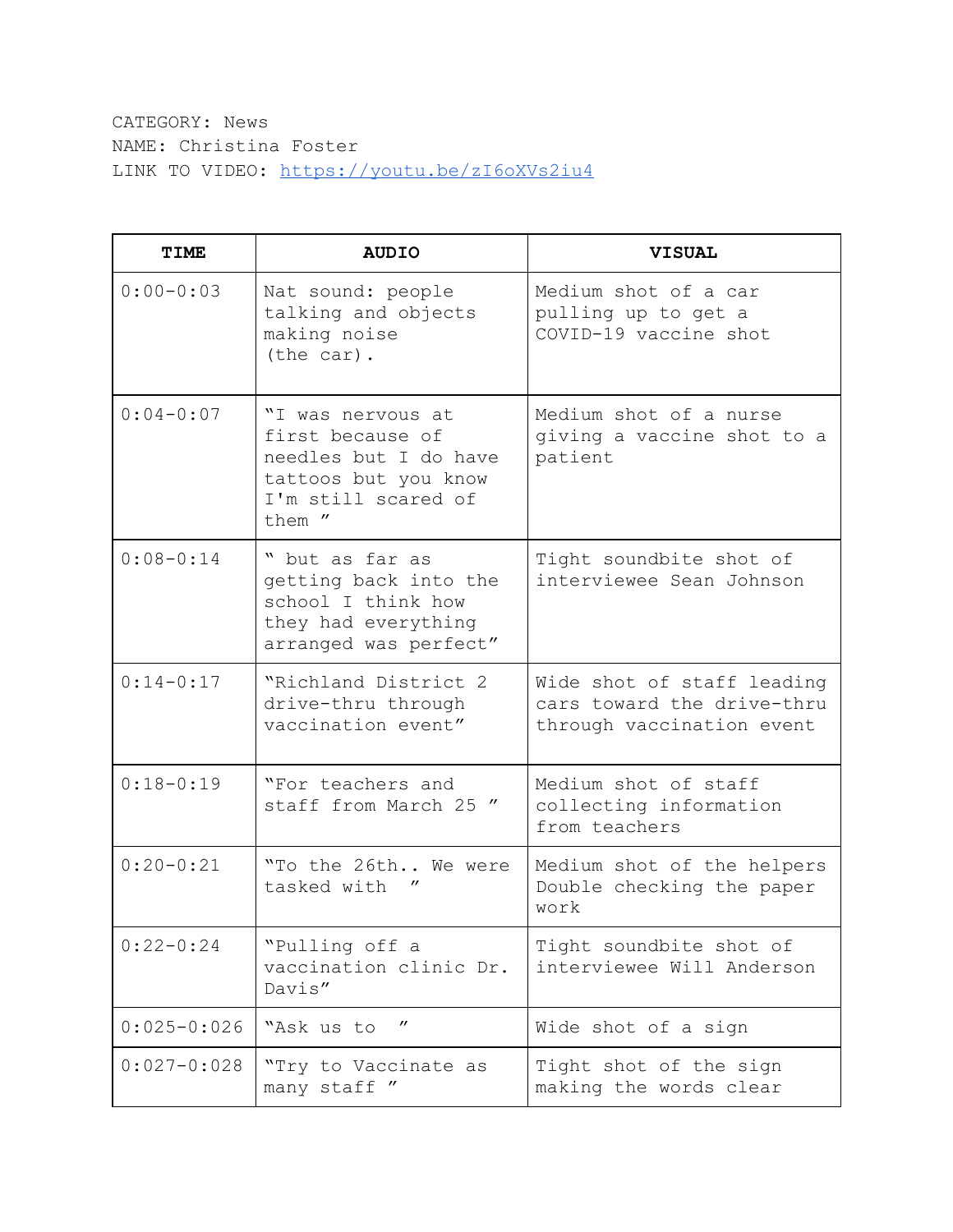CATEGORY: News
NAME: Christina Foster
LINK TO VIDEO: [https://youtu.be/zI6oXVs2iu4](https://youtu.be/zI6oXVs2iu4)

| TIME | AUDIO | VISUAL |
|---|---|---|
| 0:00-0:03 | Nat sound: people talking and objects making noise (the car). | Medium shot of a car pulling up to get a COVID-19 vaccine shot |
| 0:04-0:07 | "I was nervous at first because of needles but I do have tattoos but you know I'm still scared of them " | Medium shot of a nurse giving a vaccine shot to a patient |
| 0:08-0:14 | " but as far as getting back into the school I think how they had everything arranged was perfect" | Tight soundbite shot of interviewee Sean Johnson |
| 0:14-0:17 | "Richland District 2 drive-thru through vaccination event" | Wide shot of staff leading cars toward the drive-thru through vaccination event |
| 0:18-0:19 | "For teachers and staff from March 25 " | Medium shot of staff collecting information from teachers |
| 0:20-0:21 | "To the 26th.. We were tasked with " | Medium shot of the helpers Double checking the paper work |
| 0:22-0:24 | "Pulling off a vaccination clinic Dr. Davis" | Tight soundbite shot of interviewee Will Anderson |
| 0:025-0:026 | "Ask us to " | Wide shot of a sign |
| 0:027-0:028 | "Try to Vaccinate as many staff " | Tight shot of the sign making the words clear |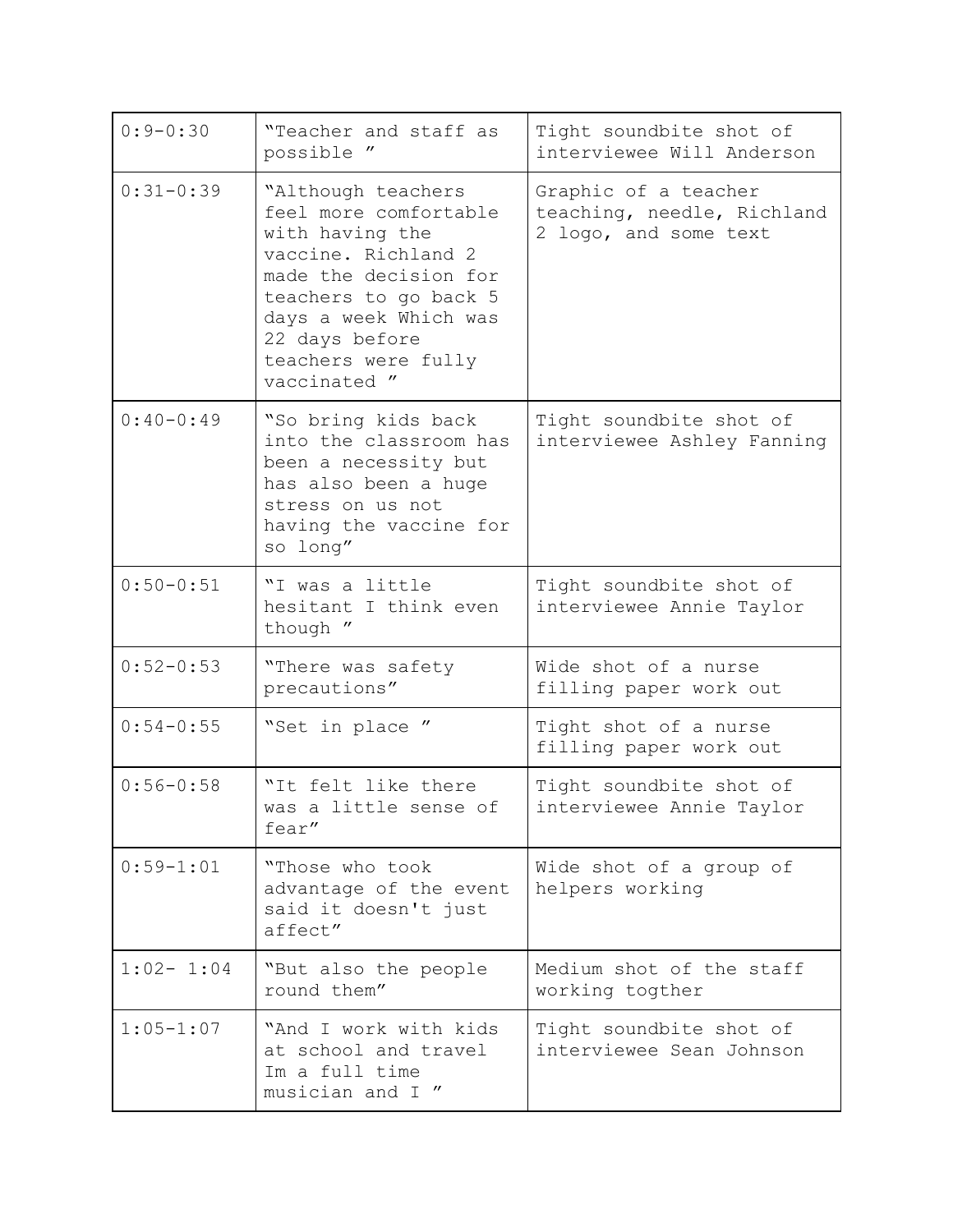| 0:9-0:30 | "Teacher and staff as possible " | Tight soundbite shot of interviewee Will Anderson |
|---|---|---|
| 0:31-0:39 | "Although teachers feel more comfortable with having the vaccine. Richland 2 made the decision for teachers to go back 5 days a week Which was 22 days before teachers were fully vaccinated " | Graphic of a teacher teaching, needle, Richland 2 logo, and some text |
| 0:40-0:49 | "So bring kids back into the classroom has been a necessity but has also been a huge stress on us not having the vaccine for so long" | Tight soundbite shot of interviewee Ashley Fanning |
| 0:50-0:51 | "I was a little hesitant I think even though " | Tight soundbite shot of interviewee Annie Taylor |
| 0:52-0:53 | "There was safety precautions" | Wide shot of a nurse filling paper work out |
| 0:54-0:55 | "Set in place " | Tight shot of a nurse filling paper work out |
| 0:56-0:58 | "It felt like there was a little sense of fear" | Tight soundbite shot of interviewee Annie Taylor |
| 0:59-1:01 | "Those who took advantage of the event said it doesn't just affect" | Wide shot of a group of helpers working |
| 1:02- 1:04 | "But also the people round them" | Medium shot of the staff working togther |
| 1:05-1:07 | "And I work with kids at school and travel Im a full time musician and I " | Tight soundbite shot of interviewee Sean Johnson |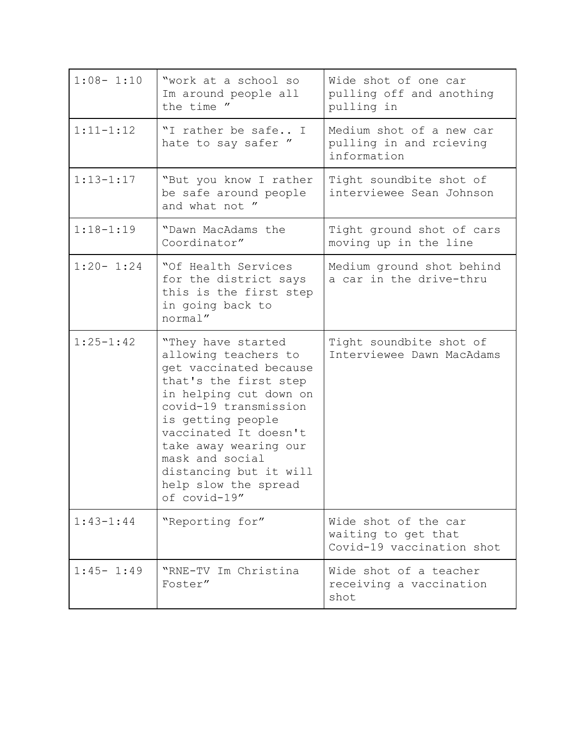| | | |
|---|---|---|
| 1:08- 1:10 | "work at a school so Im around people all the time " | Wide shot of one car pulling off and anothing pulling in |
| 1:11-1:12 | "I rather be safe.. I hate to say safer " | Medium shot of a new car pulling in and rcieving information |
| 1:13-1:17 | "But you know I rather be safe around people and what not " | Tight soundbite shot of interviewee Sean Johnson |
| 1:18-1:19 | "Dawn MacAdams the Coordinator" | Tight ground shot of cars moving up in the line |
| 1:20- 1:24 | "Of Health Services for the district says this is the first step in going back to normal" | Medium ground shot behind a car in the drive-thru |
| 1:25-1:42 | "They have started allowing teachers to get vaccinated because that's the first step in helping cut down on covid-19 transmission is getting people vaccinated It doesn't take away wearing our mask and social distancing but it will help slow the spread of covid-19" | Tight soundbite shot of Interviewee Dawn MacAdams |
| 1:43-1:44 | "Reporting for" | Wide shot of the car waiting to get that Covid-19 vaccination shot |
| 1:45- 1:49 | "RNE-TV Im Christina Foster" | Wide shot of a teacher receiving a vaccination shot |